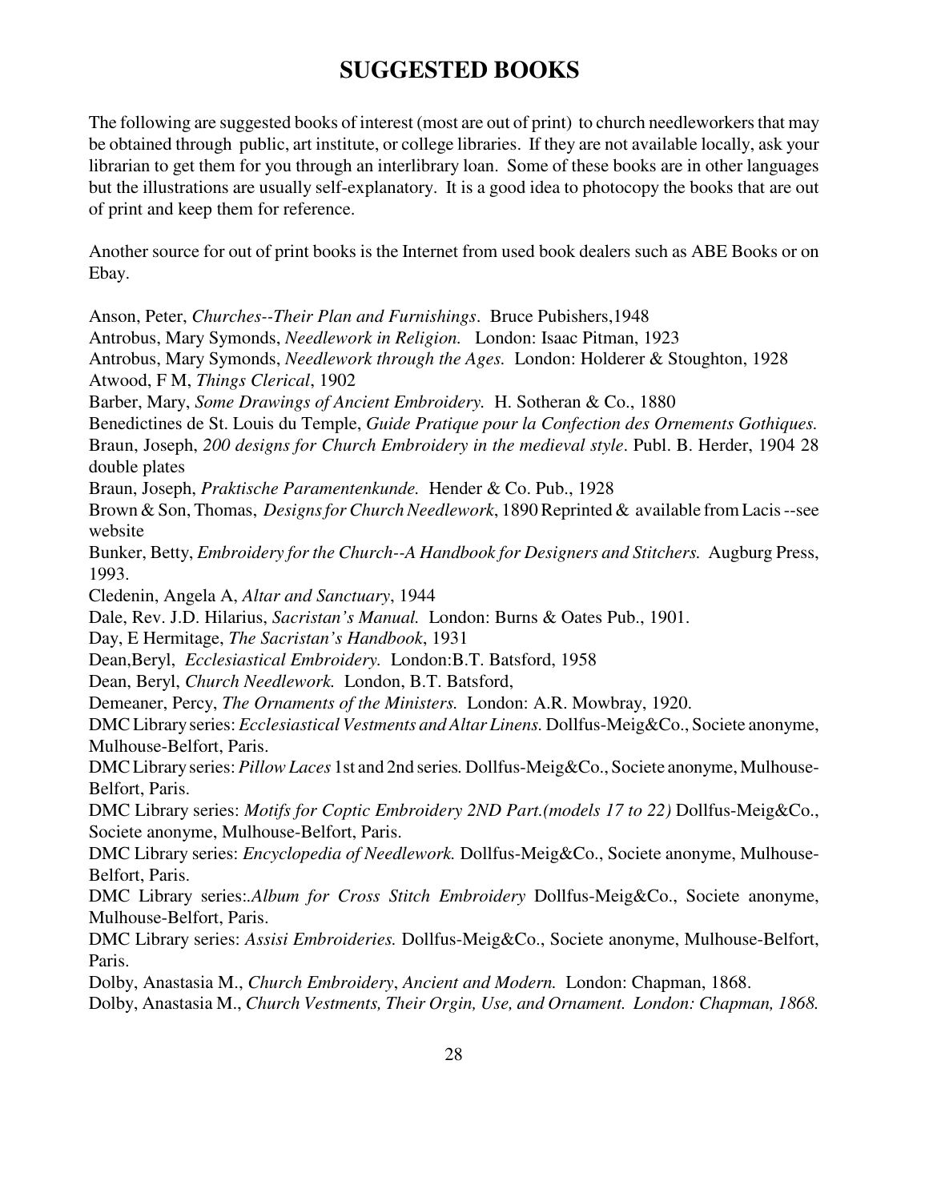# SUGGESTED BOOKS

The following are suggested books of interest (most are out of print) to church needleworkers that may be obtained through public, art institute, or college libraries. If they are not available locally, ask your librarian to get them for you through an interlibrary loan. Some of these books are in other languages but the illustrations are usually self-explanatory. It is a good idea to photocopy the books that are out of print and keep them for reference.

Another source for out of print books is the Internet from used book dealers such as ABE Books or on Ebay.

Anson, Peter, *Churches--Their Plan and Furnishings*. Bruce Pubishers,1948
Antrobus, Mary Symonds, *Needlework in Religion.* London: Isaac Pitman, 1923
Antrobus, Mary Symonds, *Needlework through the Ages.* London: Holderer & Stoughton, 1928
Atwood, F M, *Things Clerical*, 1902
Barber, Mary, *Some Drawings of Ancient Embroidery.* H. Sotheran & Co., 1880
Benedictines de St. Louis du Temple, *Guide Pratique pour la Confection des Ornements Gothiques.*
Braun, Joseph, *200 designs for Church Embroidery in the medieval style*. Publ. B. Herder, 1904 28 double plates
Braun, Joseph, *Praktische Paramentenkunde.* Hender & Co. Pub., 1928
Brown & Son, Thomas, *Designs for Church Needlework*, 1890 Reprinted & available from Lacis --see website
Bunker, Betty, *Embroidery for the Church--A Handbook for Designers and Stitchers.* Augburg Press, 1993.
Cledenin, Angela A, *Altar and Sanctuary*, 1944
Dale, Rev. J.D. Hilarius, *Sacristan's Manual.* London: Burns & Oates Pub., 1901.
Day, E Hermitage, *The Sacristan's Handbook*, 1931
Dean,Beryl, *Ecclesiastical Embroidery.* London:B.T. Batsford, 1958
Dean, Beryl, *Church Needlework.* London, B.T. Batsford,
Demeaner, Percy, *The Ornaments of the Ministers.* London: A.R. Mowbray, 1920.
DMC Library series: *Ecclesiastical Vestments and Altar Linens.* Dollfus-Meig&Co., Societe anonyme, Mulhouse-Belfort, Paris.
DMC Library series: *Pillow Laces* 1st and 2nd series*.* Dollfus-Meig&Co., Societe anonyme, Mulhouse-Belfort, Paris.
DMC Library series: *Motifs for Coptic Embroidery 2ND Part.(models 17 to 22)* Dollfus-Meig&Co., Societe anonyme, Mulhouse-Belfort, Paris.
DMC Library series: *Encyclopedia of Needlework.* Dollfus-Meig&Co., Societe anonyme, Mulhouse-Belfort, Paris.
DMC Library series:*.Album for Cross Stitch Embroidery* Dollfus-Meig&Co., Societe anonyme, Mulhouse-Belfort, Paris.
DMC Library series: *Assisi Embroideries.* Dollfus-Meig&Co., Societe anonyme, Mulhouse-Belfort, Paris.
Dolby, Anastasia M., *Church Embroidery*, *Ancient and Modern.* London: Chapman, 1868.
Dolby, Anastasia M., *Church Vestments, Their Orgin, Use, and Ornament. London: Chapman, 1868.*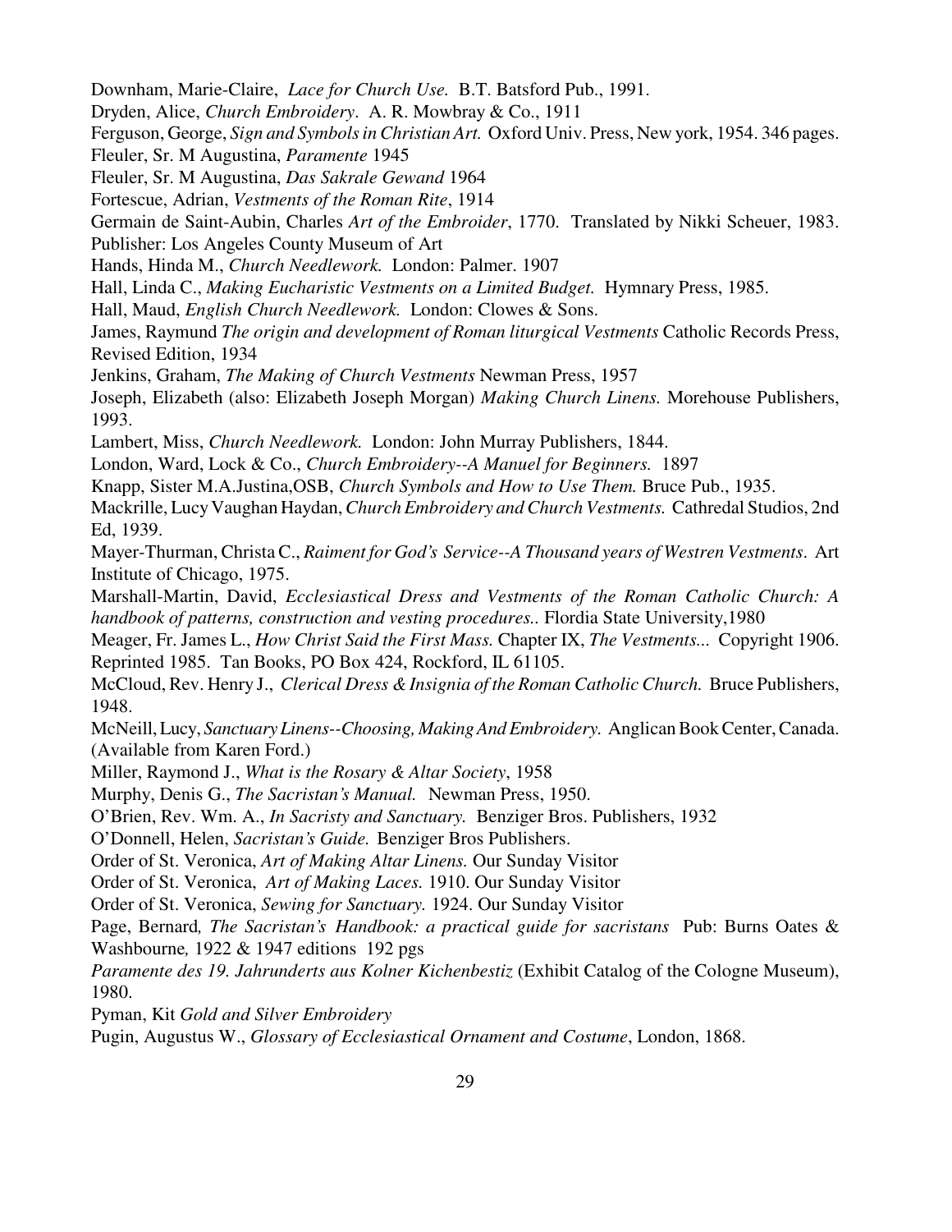Downham, Marie-Claire, *Lace for Church Use.* B.T. Batsford Pub., 1991.

Dryden, Alice, *Church Embroidery*. A. R. Mowbray & Co., 1911

Ferguson, George, *Sign and Symbols in Christian Art.* Oxford Univ. Press, New york, 1954. 346 pages.

Fleuler, Sr. M Augustina, *Paramente* 1945

Fleuler, Sr. M Augustina, *Das Sakrale Gewand* 1964

Fortescue, Adrian, *Vestments of the Roman Rite*, 1914

Germain de Saint-Aubin, Charles *Art of the Embroider*, 1770. Translated by Nikki Scheuer, 1983. Publisher: Los Angeles County Museum of Art

Hands, Hinda M., *Church Needlework.* London: Palmer. 1907

Hall, Linda C., *Making Eucharistic Vestments on a Limited Budget.* Hymnary Press, 1985.

Hall, Maud, *English Church Needlework.* London: Clowes & Sons.

James, Raymund *The origin and development of Roman liturgical Vestments* Catholic Records Press, Revised Edition, 1934

Jenkins, Graham, *The Making of Church Vestments* Newman Press, 1957

Joseph, Elizabeth (also: Elizabeth Joseph Morgan) *Making Church Linens.* Morehouse Publishers, 1993.

Lambert, Miss, *Church Needlework.* London: John Murray Publishers, 1844.

London, Ward, Lock & Co., *Church Embroidery--A Manuel for Beginners.* 1897

Knapp, Sister M.A.Justina,OSB, *Church Symbols and How to Use Them.* Bruce Pub., 1935.

Mackrille, Lucy Vaughan Haydan, *Church Embroidery and Church Vestments.* Cathredal Studios, 2nd Ed, 1939.

Mayer-Thurman, Christa C., *Raiment for God's Service--A Thousand years of Westren Vestments*. Art Institute of Chicago, 1975.

Marshall-Martin, David, *Ecclesiastical Dress and Vestments of the Roman Catholic Church: A handbook of patterns, construction and vesting procedures.*. Flordia State University,1980

Meager, Fr. James L., *How Christ Said the First Mass.* Chapter IX, *The Vestments...* Copyright 1906. Reprinted 1985. Tan Books, PO Box 424, Rockford, IL 61105.

McCloud, Rev. Henry J., *Clerical Dress & Insignia of the Roman Catholic Church.* Bruce Publishers, 1948.

McNeill, Lucy, *Sanctuary Linens--Choosing, Making And Embroidery.* Anglican Book Center, Canada. (Available from Karen Ford.)

Miller, Raymond J., *What is the Rosary & Altar Society*, 1958

Murphy, Denis G., *The Sacristan's Manual.* Newman Press, 1950.

O'Brien, Rev. Wm. A., *In Sacristy and Sanctuary.* Benziger Bros. Publishers, 1932

O'Donnell, Helen, *Sacristan's Guide.* Benziger Bros Publishers.

Order of St. Veronica, *Art of Making Altar Linens.* Our Sunday Visitor

Order of St. Veronica, *Art of Making Laces.* 1910. Our Sunday Visitor

Order of St. Veronica, *Sewing for Sanctuary.* 1924. Our Sunday Visitor

Page, Bernard*, The Sacristan's Handbook: a practical guide for sacristans* Pub: Burns Oates & Washbourne*,* 1922 & 1947 editions 192 pgs

*Paramente des 19. Jahrunderts aus Kolner Kichenbestiz* (Exhibit Catalog of the Cologne Museum), 1980.

Pyman, Kit *Gold and Silver Embroidery*

Pugin, Augustus W., *Glossary of Ecclesiastical Ornament and Costume*, London, 1868.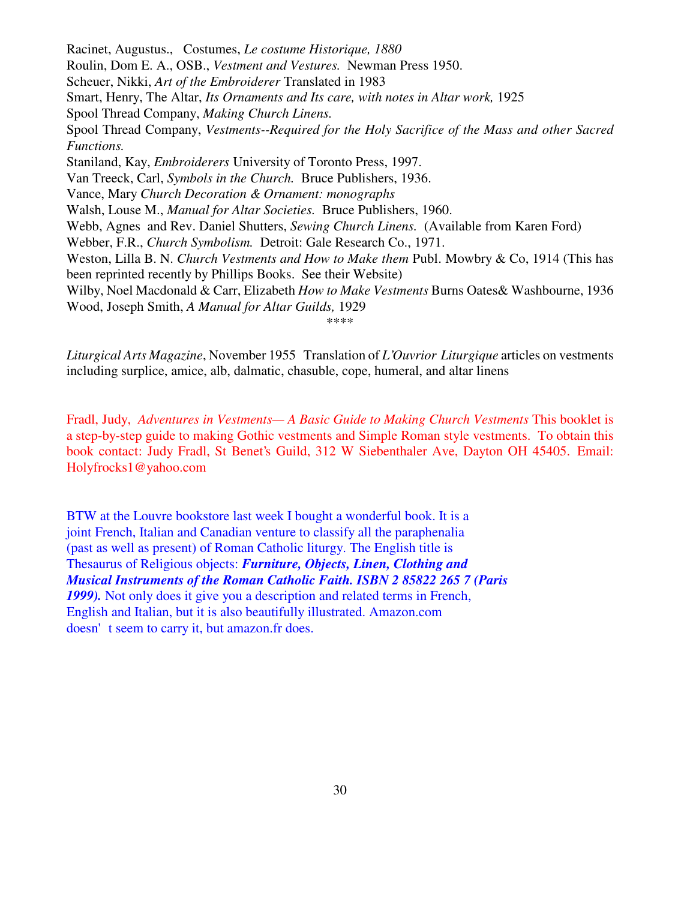Racinet, Augustus., Costumes, *Le costume Historique, 1880*

Roulin, Dom E. A., OSB., *Vestment and Vestures.* Newman Press 1950.

Scheuer, Nikki, *Art of the Embroiderer* Translated in 1983

Smart, Henry, The Altar, *Its Ornaments and Its care, with notes in Altar work,* 1925

Spool Thread Company, *Making Church Linens.*

Spool Thread Company, *Vestments--Required for the Holy Sacrifice of the Mass and other Sacred Functions.*

Staniland, Kay, *Embroiderers* University of Toronto Press, 1997.

Van Treeck, Carl, *Symbols in the Church.* Bruce Publishers, 1936.

Vance, Mary *Church Decoration & Ornament: monographs*

Walsh, Louse M., *Manual for Altar Societies.* Bruce Publishers, 1960.

Webb, Agnes and Rev. Daniel Shutters, *Sewing Church Linens.* (Available from Karen Ford)

Webber, F.R., *Church Symbolism.* Detroit: Gale Research Co., 1971.

Weston, Lilla B. N. *Church Vestments and How to Make them* Publ. Mowbry & Co, 1914 (This has been reprinted recently by Phillips Books. See their Website)

Wilby, Noel Macdonald & Carr, Elizabeth *How to Make Vestments* Burns Oates& Washbourne, 1936

Wood, Joseph Smith, *A Manual for Altar Guilds,* 1929

\*\*\*\*

*Liturgical Arts Magazine*, November 1955 Translation of *L'Ouvrior Liturgique* articles on vestments including surplice, amice, alb, dalmatic, chasuble, cope, humeral, and altar linens

Fradl, Judy, *Adventures in Vestments— A Basic Guide to Making Church Vestments* This booklet is a step-by-step guide to making Gothic vestments and Simple Roman style vestments. To obtain this book contact: Judy Fradl, St Benet's Guild, 312 W Siebenthaler Ave, Dayton OH 45405. Email: Holyfrocks1@yahoo.com

BTW at the Louvre bookstore last week I bought a wonderful book. It is a joint French, Italian and Canadian venture to classify all the paraphenalia (past as well as present) of Roman Catholic liturgy. The English title is Thesaurus of Religious objects: ***Furniture, Objects, Linen, Clothing and Musical Instruments of the Roman Catholic Faith. ISBN 2 85822 265 7 (Paris 1999).*** Not only does it give you a description and related terms in French, English and Italian, but it is also beautifully illustrated. Amazon.com doesn' t seem to carry it, but amazon.fr does.